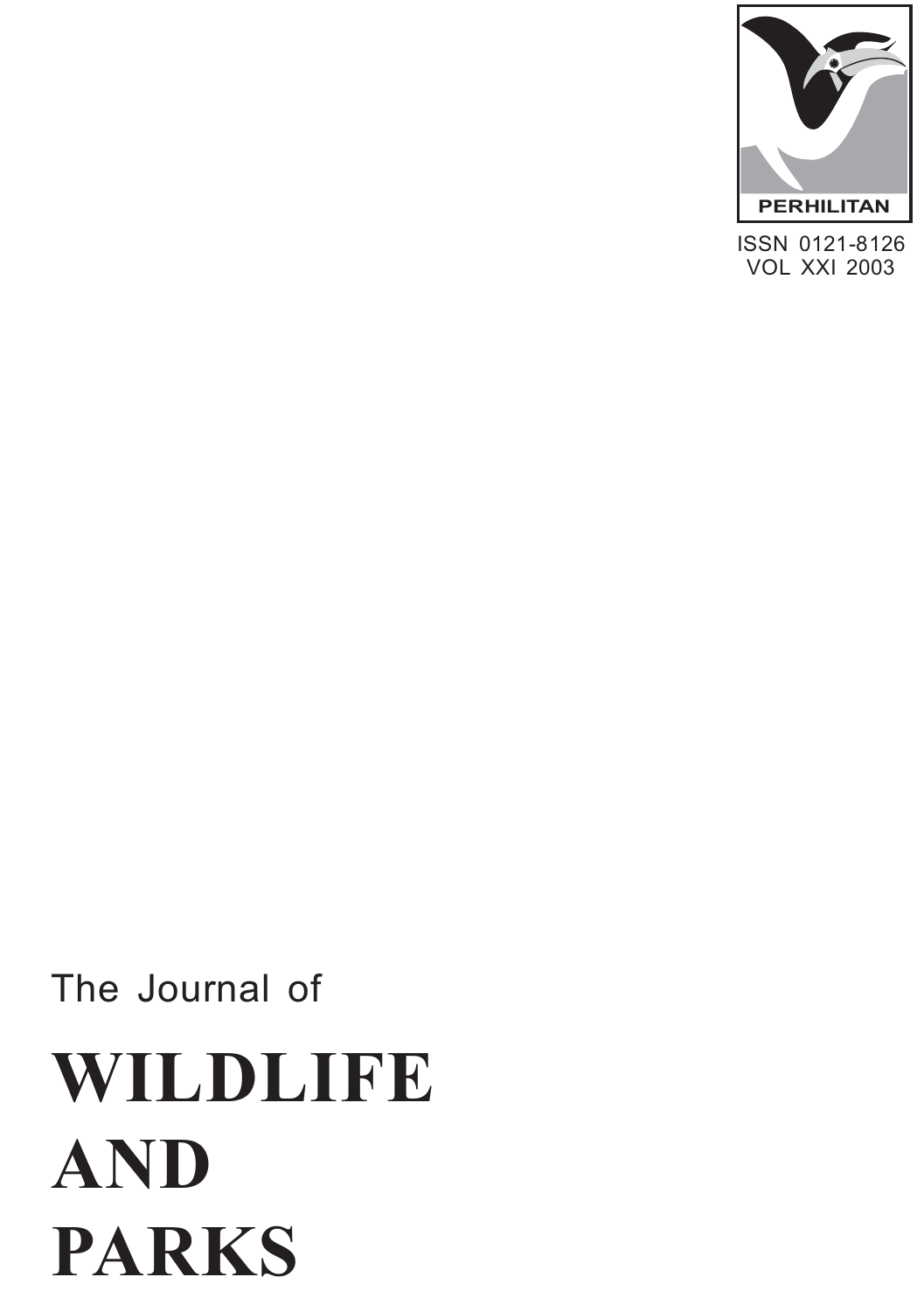PERHILITAN

ISSN 0121-8126
VOL XXI 2003

The Journal of

# WILDLIFE AND PARKS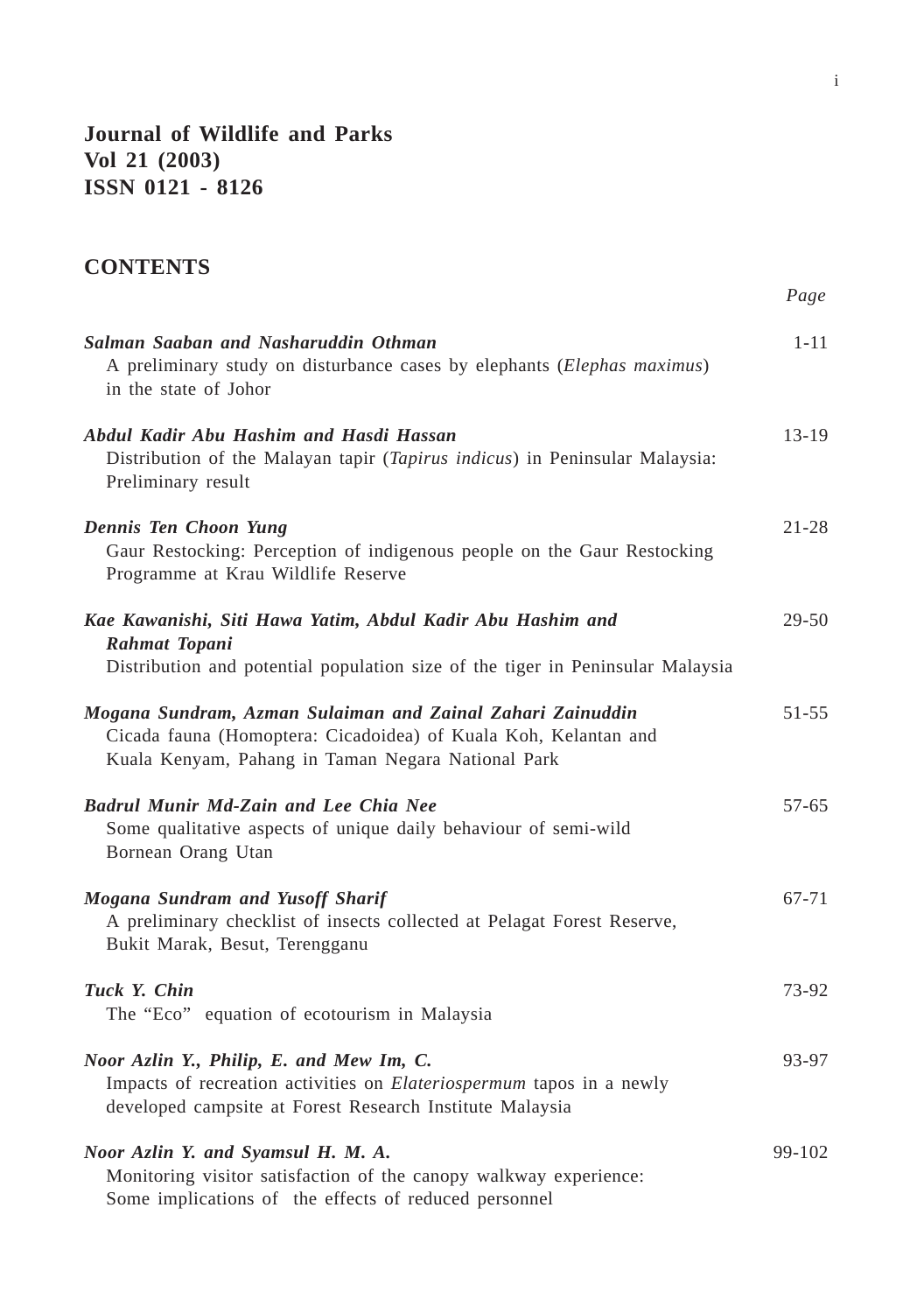**Journal of Wildlife and Parks**
**Vol 21 (2003)**
**ISSN 0121 - 8126**

## CONTENTS

| | *Page* |
|---|---|
| ***Salman Saaban and Nasharuddin Othman***<br>A preliminary study on disturbance cases by elephants (*Elephas maximus*) in the state of Johor | 1-11 |
| ***Abdul Kadir Abu Hashim and Hasdi Hassan***<br>Distribution of the Malayan tapir (*Tapirus indicus*) in Peninsular Malaysia: Preliminary result | 13-19 |
| ***Dennis Ten Choon Yung***<br>Gaur Restocking: Perception of indigenous people on the Gaur Restocking Programme at Krau Wildlife Reserve | 21-28 |
| ***Kae Kawanishi, Siti Hawa Yatim, Abdul Kadir Abu Hashim and Rahmat Topani***<br>Distribution and potential population size of the tiger in Peninsular Malaysia | 29-50 |
| ***Mogana Sundram, Azman Sulaiman and Zainal Zahari Zainuddin***<br>Cicada fauna (Homoptera: Cicadoidea) of Kuala Koh, Kelantan and Kuala Kenyam, Pahang in Taman Negara National Park | 51-55 |
| ***Badrul Munir Md-Zain and Lee Chia Nee***<br>Some qualitative aspects of unique daily behaviour of semi-wild Bornean Orang Utan | 57-65 |
| ***Mogana Sundram and Yusoff Sharif***<br>A preliminary checklist of insects collected at Pelagat Forest Reserve, Bukit Marak, Besut, Terengganu | 67-71 |
| ***Tuck Y. Chin***<br>The "Eco" equation of ecotourism in Malaysia | 73-92 |
| ***Noor Azlin Y., Philip, E. and Mew Im, C.***<br>Impacts of recreation activities on *Elateriospermum* tapos in a newly developed campsite at Forest Research Institute Malaysia | 93-97 |
| ***Noor Azlin Y. and Syamsul H. M. A.***<br>Monitoring visitor satisfaction of the canopy walkway experience: Some implications of the effects of reduced personnel | 99-102 |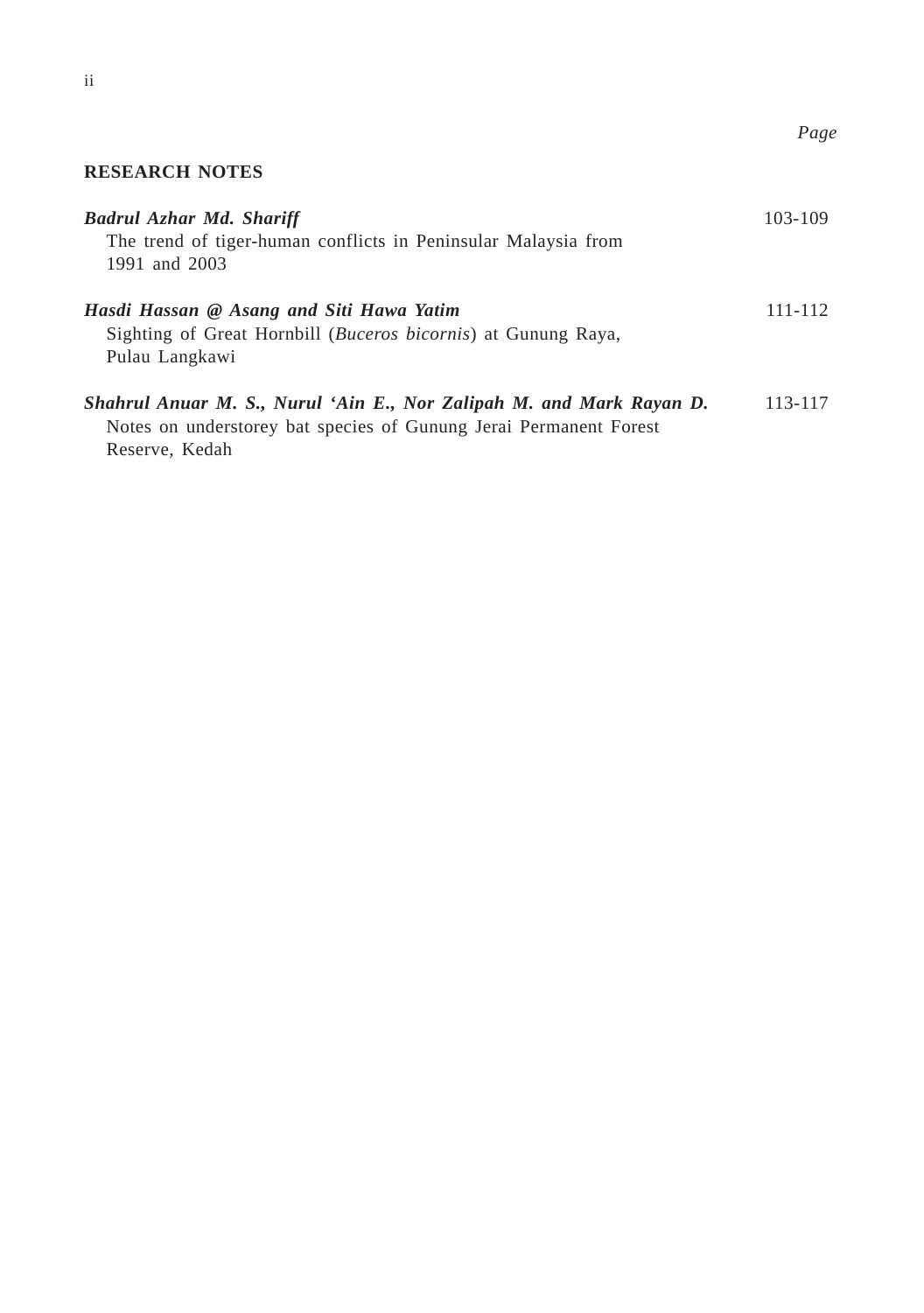*Page*

## RESEARCH NOTES

***Badrul Azhar Md. Shariff*** — 103-109
The trend of tiger-human conflicts in Peninsular Malaysia from 1991 and 2003

***Hasdi Hassan @ Asang and Siti Hawa Yatim*** — 111-112
Sighting of Great Hornbill (*Buceros bicornis*) at Gunung Raya, Pulau Langkawi

***Shahrul Anuar M. S., Nurul 'Ain E., Nor Zalipah M. and Mark Rayan D.*** — 113-117
Notes on understorey bat species of Gunung Jerai Permanent Forest Reserve, Kedah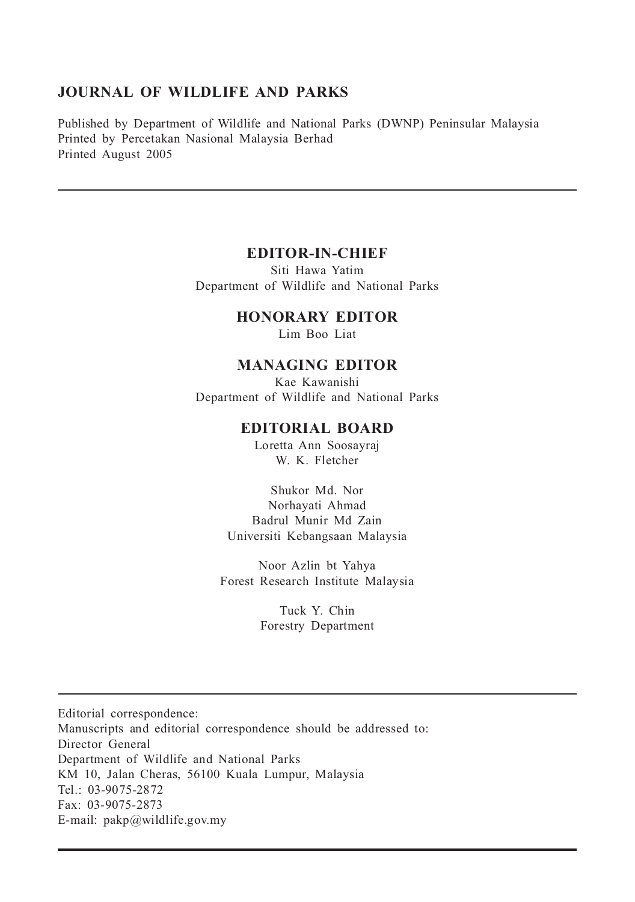# JOURNAL OF WILDLIFE AND PARKS

Published by Department of Wildlife and National Parks (DWNP) Peninsular Malaysia
Printed by Percetakan Nasional Malaysia Berhad
Printed August 2005

---

## EDITOR-IN-CHIEF

Siti Hawa Yatim
Department of Wildlife and National Parks

## HONORARY EDITOR

Lim Boo Liat

## MANAGING EDITOR

Kae Kawanishi
Department of Wildlife and National Parks

## EDITORIAL BOARD

Loretta Ann Soosayraj
W. K. Fletcher

Shukor Md. Nor
Norhayati Ahmad
Badrul Munir Md Zain
Universiti Kebangsaan Malaysia

Noor Azlin bt Yahya
Forest Research Institute Malaysia

Tuck Y. Chin
Forestry Department

---

Editorial correspondence:
Manuscripts and editorial correspondence should be addressed to:
Director General
Department of Wildlife and National Parks
KM 10, Jalan Cheras, 56100 Kuala Lumpur, Malaysia
Tel.: 03-9075-2872
Fax: 03-9075-2873
E-mail: pakp@wildlife.gov.my